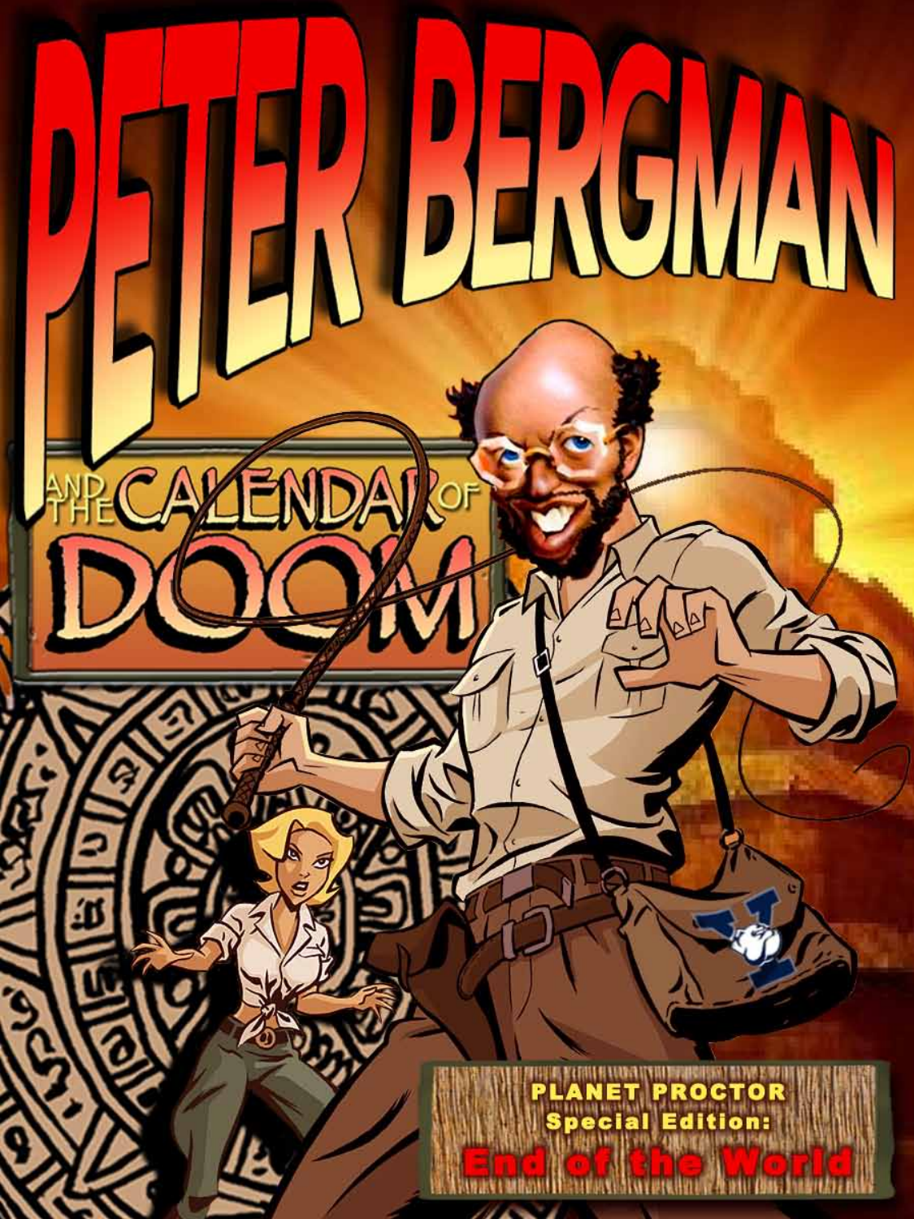# PETER BERGMAN

## AND THE CALENDAR OF DOOM

**PLANET PROCTOR**
**Special Edition:**
**End of the World**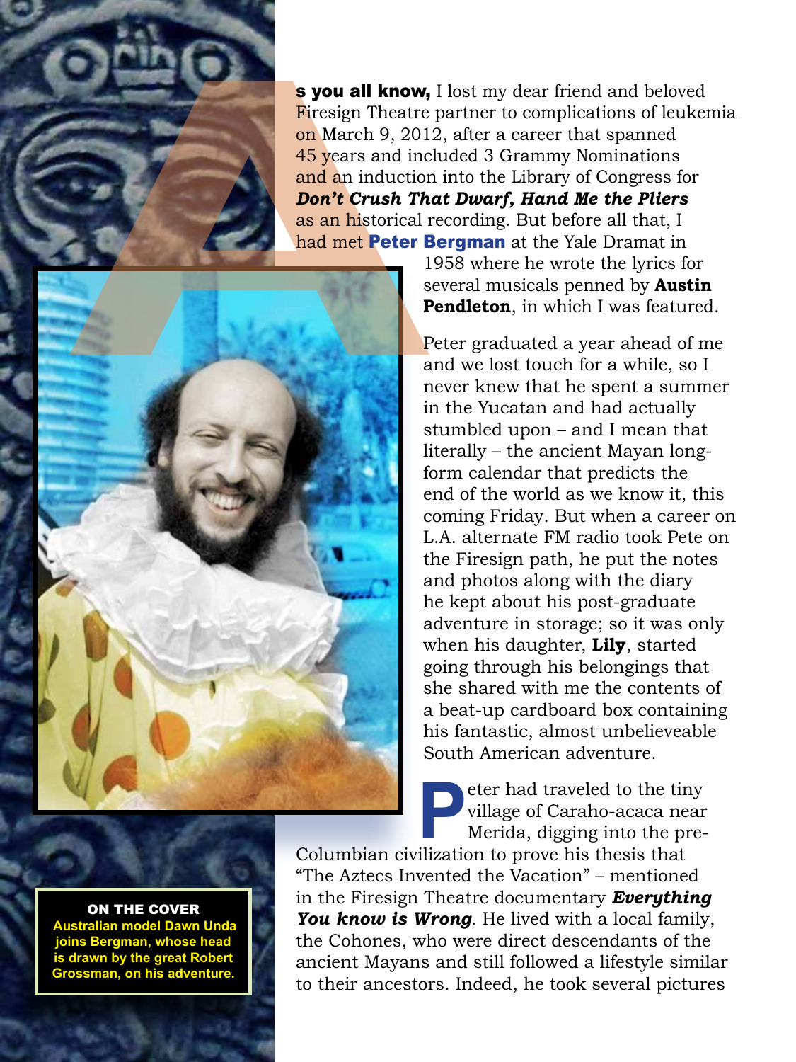**As you all know,** I lost my dear friend and beloved Firesign Theatre partner to complications of leukemia on March 9, 2012, after a career that spanned 45 years and included 3 Grammy Nominations and an induction into the Library of Congress for ***Don't Crush That Dwarf, Hand Me the Pliers*** as an historical recording. But before all that, I had met **Peter Bergman** at the Yale Dramat in 1958 where he wrote the lyrics for several musicals penned by **Austin Pendleton**, in which I was featured.

Peter graduated a year ahead of me and we lost touch for a while, so I never knew that he spent a summer in the Yucatan and had actually stumbled upon – and I mean that literally – the ancient Mayan long-form calendar that predicts the end of the world as we know it, this coming Friday. But when a career on L.A. alternate FM radio took Pete on the Firesign path, he put the notes and photos along with the diary he kept about his post-graduate adventure in storage; so it was only when his daughter, **Lily**, started going through his belongings that she shared with me the contents of a beat-up cardboard box containing his fantastic, almost unbelieveable South American adventure.

Peter had traveled to the tiny village of Caraho-acaca near Merida, digging into the pre-Columbian civilization to prove his thesis that "The Aztecs Invented the Vacation" – mentioned in the Firesign Theatre documentary ***Everything You know is Wrong***. He lived with a local family, the Cohones, who were direct descendants of the ancient Mayans and still followed a lifestyle similar to their ancestors. Indeed, he took several pictures

**ON THE COVER**
Australian model Dawn Unda joins Bergman, whose head is drawn by the great Robert Grossman, on his adventure.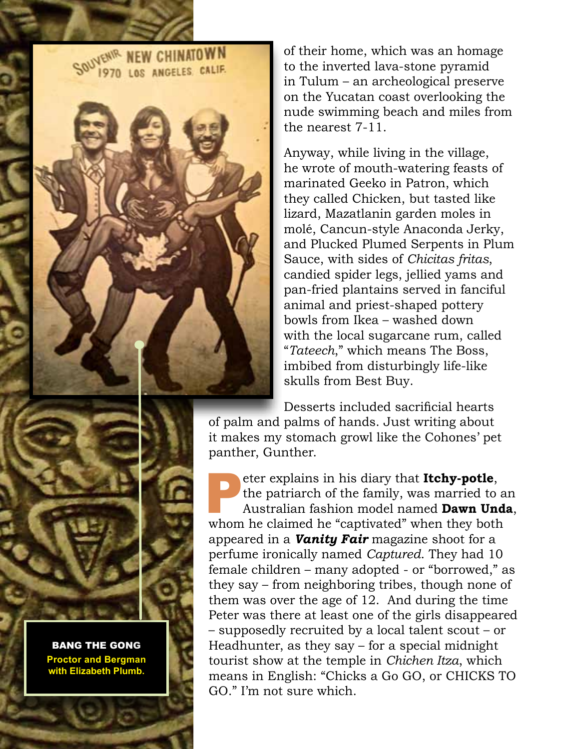of their home, which was an homage to the inverted lava-stone pyramid in Tulum – an archeological preserve on the Yucatan coast overlooking the nude swimming beach and miles from the nearest 7-11.

Anyway, while living in the village, he wrote of mouth-watering feasts of marinated Geeko in Patron, which they called Chicken, but tasted like lizard, Mazatlanin garden moles in molé, Cancun-style Anaconda Jerky, and Plucked Plumed Serpents in Plum Sauce, with sides of *Chicitas fritas*, candied spider legs, jellied yams and pan-fried plantains served in fanciful animal and priest-shaped pottery bowls from Ikea – washed down with the local sugarcane rum, called "*Tateech*," which means The Boss, imbibed from disturbingly life-like skulls from Best Buy.

Desserts included sacrificial hearts of palm and palms of hands. Just writing about it makes my stomach growl like the Cohones' pet panther, Gunther.

Peter explains in his diary that **Itchy-potle**, the patriarch of the family, was married to an Australian fashion model named **Dawn Unda**, whom he claimed he "captivated" when they both appeared in a ***Vanity Fair*** magazine shoot for a perfume ironically named *Captured*. They had 10 female children – many adopted - or "borrowed," as they say – from neighboring tribes, though none of them was over the age of 12. And during the time Peter was there at least one of the girls disappeared – supposedly recruited by a local talent scout – or Headhunter, as they say – for a special midnight tourist show at the temple in *Chichen Itza*, which means in English: "Chicks a Go GO, or CHICKS TO GO." I'm not sure which.

**BANG THE GONG**
**Proctor and Bergman with Elizabeth Plumb.**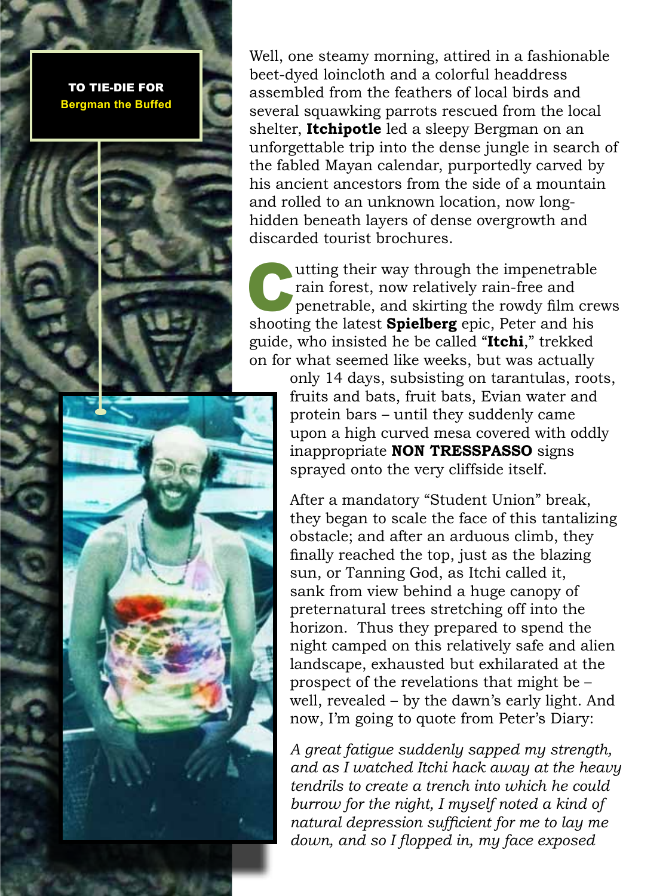**TO TIE-DIE FOR**
**Bergman the Buffed**

Well, one steamy morning, attired in a fashionable beet-dyed loincloth and a colorful headdress assembled from the feathers of local birds and several squawking parrots rescued from the local shelter, **Itchipotle** led a sleepy Bergman on an unforgettable trip into the dense jungle in search of the fabled Mayan calendar, purportedly carved by his ancient ancestors from the side of a mountain and rolled to an unknown location, now long-hidden beneath layers of dense overgrowth and discarded tourist brochures.

Cutting their way through the impenetrable rain forest, now relatively rain-free and penetrable, and skirting the rowdy film crews shooting the latest **Spielberg** epic, Peter and his guide, who insisted he be called "**Itchi**," trekked on for what seemed like weeks, but was actually only 14 days, subsisting on tarantulas, roots, fruits and bats, fruit bats, Evian water and protein bars – until they suddenly came upon a high curved mesa covered with oddly inappropriate **NON TRESSPASSO** signs sprayed onto the very cliffside itself.

After a mandatory "Student Union" break, they began to scale the face of this tantalizing obstacle; and after an arduous climb, they finally reached the top, just as the blazing sun, or Tanning God, as Itchi called it, sank from view behind a huge canopy of preternatural trees stretching off into the horizon. Thus they prepared to spend the night camped on this relatively safe and alien landscape, exhausted but exhilarated at the prospect of the revelations that might be – well, revealed – by the dawn's early light. And now, I'm going to quote from Peter's Diary:

*A great fatigue suddenly sapped my strength, and as I watched Itchi hack away at the heavy tendrils to create a trench into which he could burrow for the night, I myself noted a kind of natural depression sufficient for me to lay me down, and so I flopped in, my face exposed*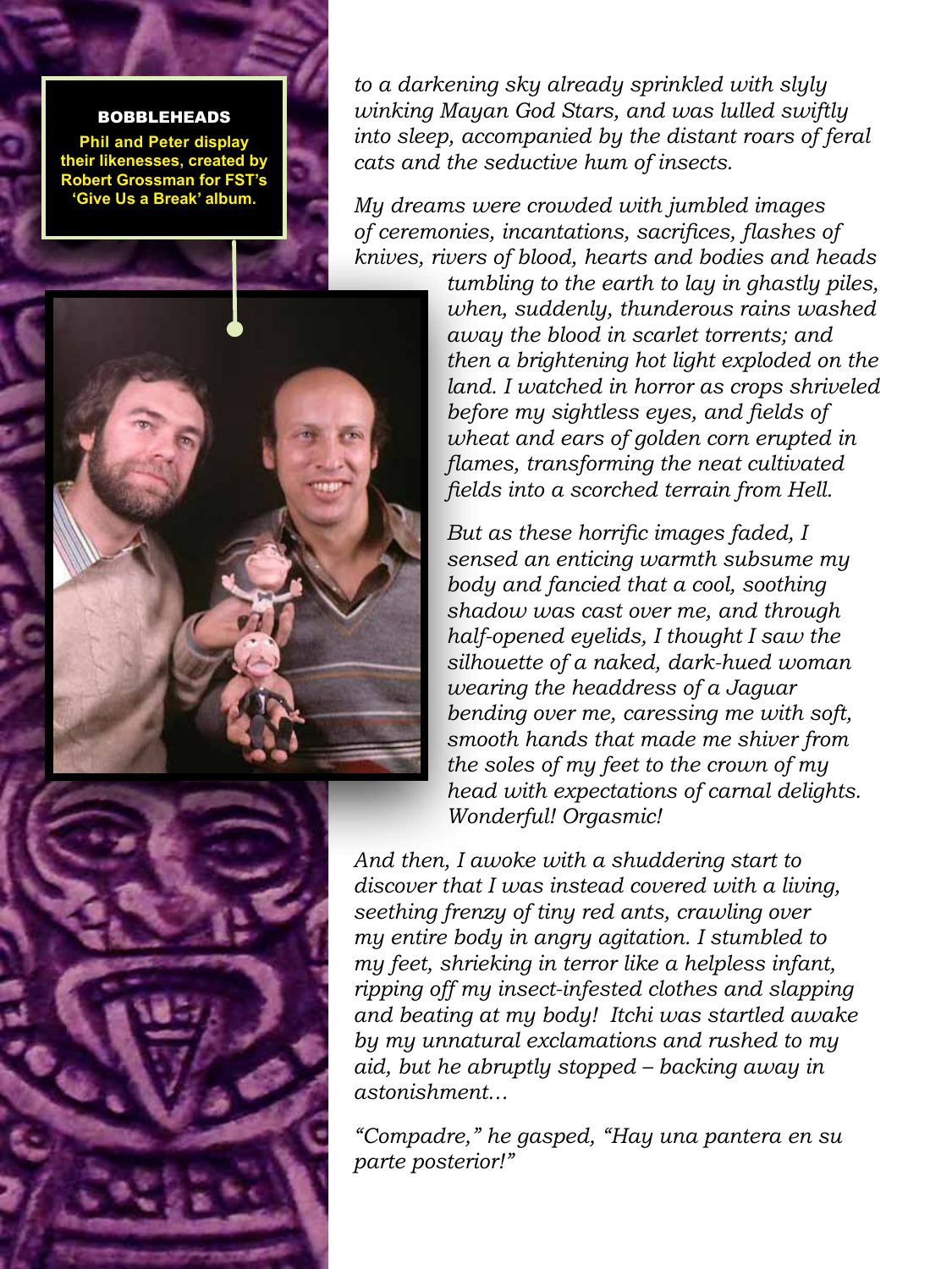**BOBBLEHEADS**

**Phil and Peter display their likenesses, created by Robert Grossman for FST's 'Give Us a Break' album.**

*to a darkening sky already sprinkled with slyly winking Mayan God Stars, and was lulled swiftly into sleep, accompanied by the distant roars of feral cats and the seductive hum of insects.*

*My dreams were crowded with jumbled images of ceremonies, incantations, sacrifices, flashes of knives, rivers of blood, hearts and bodies and heads tumbling to the earth to lay in ghastly piles, when, suddenly, thunderous rains washed away the blood in scarlet torrents; and then a brightening hot light exploded on the land. I watched in horror as crops shriveled before my sightless eyes, and fields of wheat and ears of golden corn erupted in flames, transforming the neat cultivated fields into a scorched terrain from Hell.*

*But as these horrific images faded, I sensed an enticing warmth subsume my body and fancied that a cool, soothing shadow was cast over me, and through half-opened eyelids, I thought I saw the silhouette of a naked, dark-hued woman wearing the headdress of a Jaguar bending over me, caressing me with soft, smooth hands that made me shiver from the soles of my feet to the crown of my head with expectations of carnal delights. Wonderful! Orgasmic!*

*And then, I awoke with a shuddering start to discover that I was instead covered with a living, seething frenzy of tiny red ants, crawling over my entire body in angry agitation. I stumbled to my feet, shrieking in terror like a helpless infant, ripping off my insect-infested clothes and slapping and beating at my body! Itchi was startled awake by my unnatural exclamations and rushed to my aid, but he abruptly stopped – backing away in astonishment…*

*"Compadre," he gasped, "Hay una pantera en su parte posterior!"*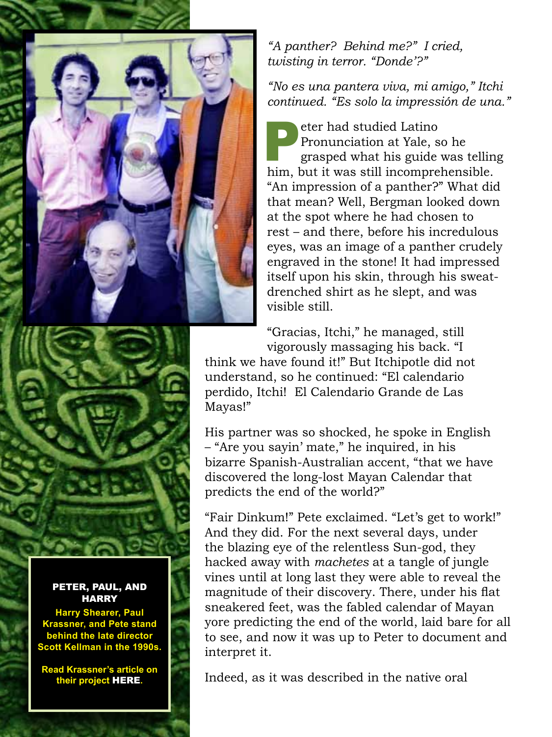*"A panther? Behind me?" I cried, twisting in terror. "Donde'?"*

*"No es una pantera viva, mi amigo," Itchi continued. "Es solo la impressión de una."*

Peter had studied Latino Pronunciation at Yale, so he grasped what his guide was telling him, but it was still incomprehensible. "An impression of a panther?" What did that mean? Well, Bergman looked down at the spot where he had chosen to rest – and there, before his incredulous eyes, was an image of a panther crudely engraved in the stone! It had impressed itself upon his skin, through his sweat-drenched shirt as he slept, and was visible still.

"Gracias, Itchi," he managed, still vigorously massaging his back. "I think we have found it!" But Itchipotle did not understand, so he continued: "El calendario perdido, Itchi! El Calendario Grande de Las Mayas!"

His partner was so shocked, he spoke in English – "Are you sayin' mate," he inquired, in his bizarre Spanish-Australian accent, "that we have discovered the long-lost Mayan Calendar that predicts the end of the world?"

"Fair Dinkum!" Pete exclaimed. "Let's get to work!" And they did. For the next several days, under the blazing eye of the relentless Sun-god, they hacked away with *machetes* at a tangle of jungle vines until at long last they were able to reveal the magnitude of their discovery. There, under his flat sneakered feet, was the fabled calendar of Mayan yore predicting the end of the world, laid bare for all to see, and now it was up to Peter to document and interpret it.

Indeed, as it was described in the native oral

**PETER, PAUL, AND HARRY**

**Harry Shearer, Paul Krassner, and Pete stand behind the late director Scott Kellman in the 1990s.**

**Read Krassner's article on their project HERE.**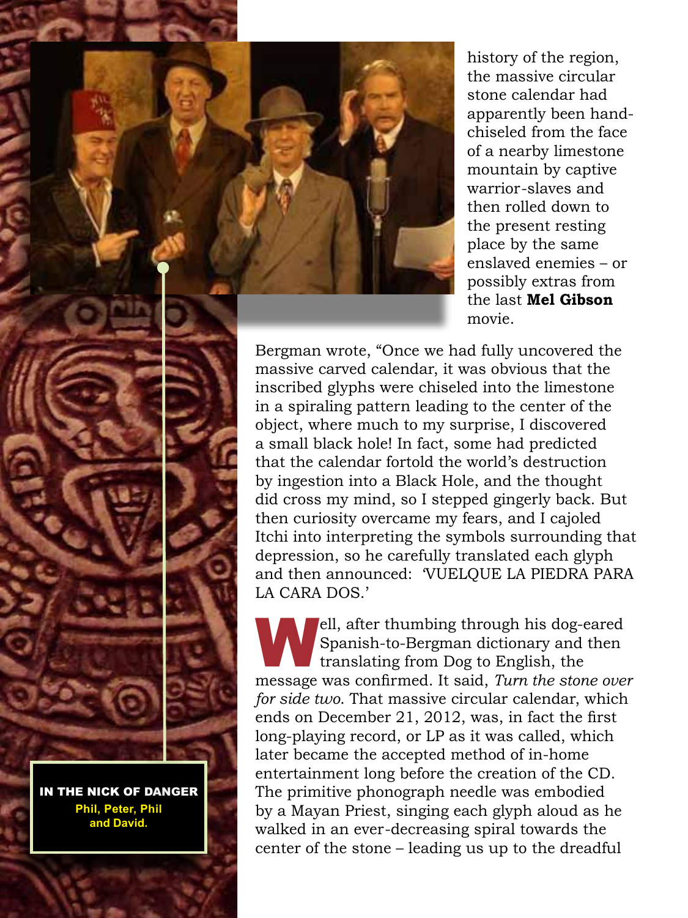history of the region, the massive circular stone calendar had apparently been hand-chiseled from the face of a nearby limestone mountain by captive warrior-slaves and then rolled down to the present resting place by the same enslaved enemies – or possibly extras from the last **Mel Gibson** movie.

Bergman wrote, "Once we had fully uncovered the massive carved calendar, it was obvious that the inscribed glyphs were chiseled into the limestone in a spiraling pattern leading to the center of the object, where much to my surprise, I discovered a small black hole! In fact, some had predicted that the calendar fortold the world's destruction by ingestion into a Black Hole, and the thought did cross my mind, so I stepped gingerly back. But then curiosity overcame my fears, and I cajoled Itchi into interpreting the symbols surrounding that depression, so he carefully translated each glyph and then announced: 'VUELQUE LA PIEDRA PARA LA CARA DOS.'

Well, after thumbing through his dog-eared Spanish-to-Bergman dictionary and then translating from Dog to English, the message was confirmed. It said, *Turn the stone over for side two.* That massive circular calendar, which ends on December 21, 2012, was, in fact the first long-playing record, or LP as it was called, which later became the accepted method of in-home entertainment long before the creation of the CD. The primitive phonograph needle was embodied by a Mayan Priest, singing each glyph aloud as he walked in an ever-decreasing spiral towards the center of the stone – leading us up to the dreadful

**IN THE NICK OF DANGER**
Phil, Peter, Phil and David.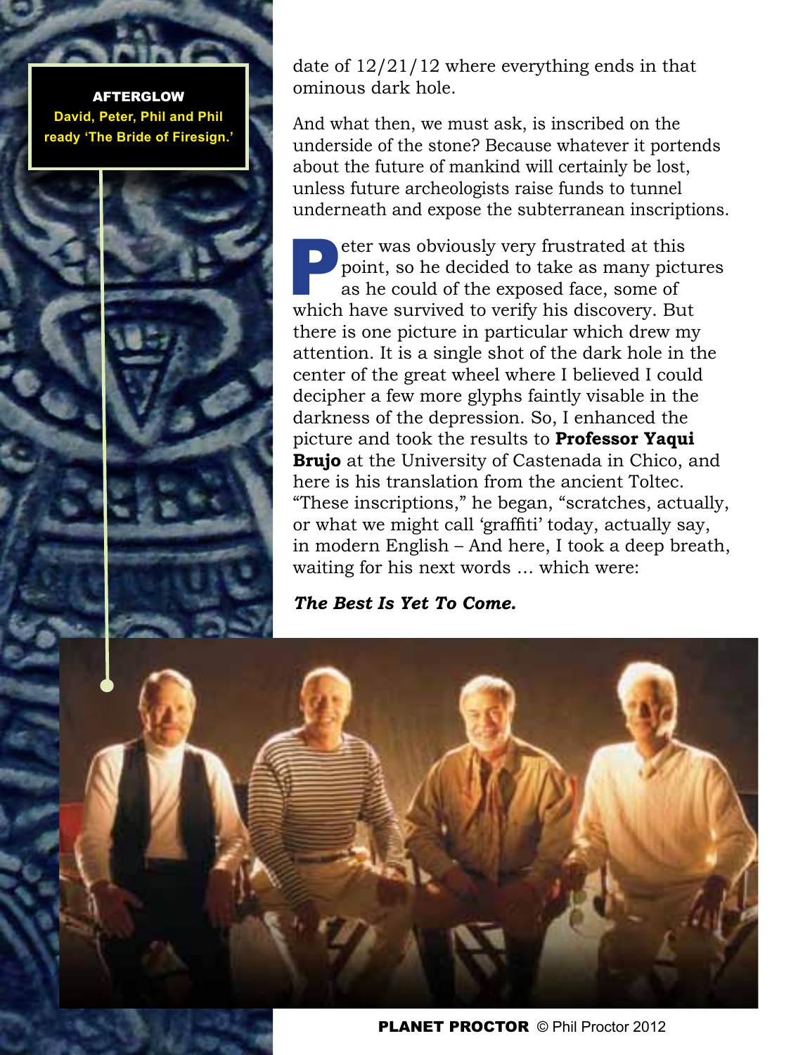**AFTERGLOW**
David, Peter, Phil and Phil ready 'The Bride of Firesign.'

date of 12/21/12 where everything ends in that ominous dark hole.

And what then, we must ask, is inscribed on the underside of the stone? Because whatever it portends about the future of mankind will certainly be lost, unless future archeologists raise funds to tunnel underneath and expose the subterranean inscriptions.

Peter was obviously very frustrated at this point, so he decided to take as many pictures as he could of the exposed face, some of which have survived to verify his discovery. But there is one picture in particular which drew my attention. It is a single shot of the dark hole in the center of the great wheel where I believed I could decipher a few more glyphs faintly visable in the darkness of the depression. So, I enhanced the picture and took the results to **Professor Yaqui Brujo** at the University of Castenada in Chico, and here is his translation from the ancient Toltec. "These inscriptions," he began, "scratches, actually, or what we might call 'graffiti' today, actually say, in modern English – And here, I took a deep breath, waiting for his next words ... which were:

***The Best Is Yet To Come.***

**PLANET PROCTOR** © Phil Proctor 2012